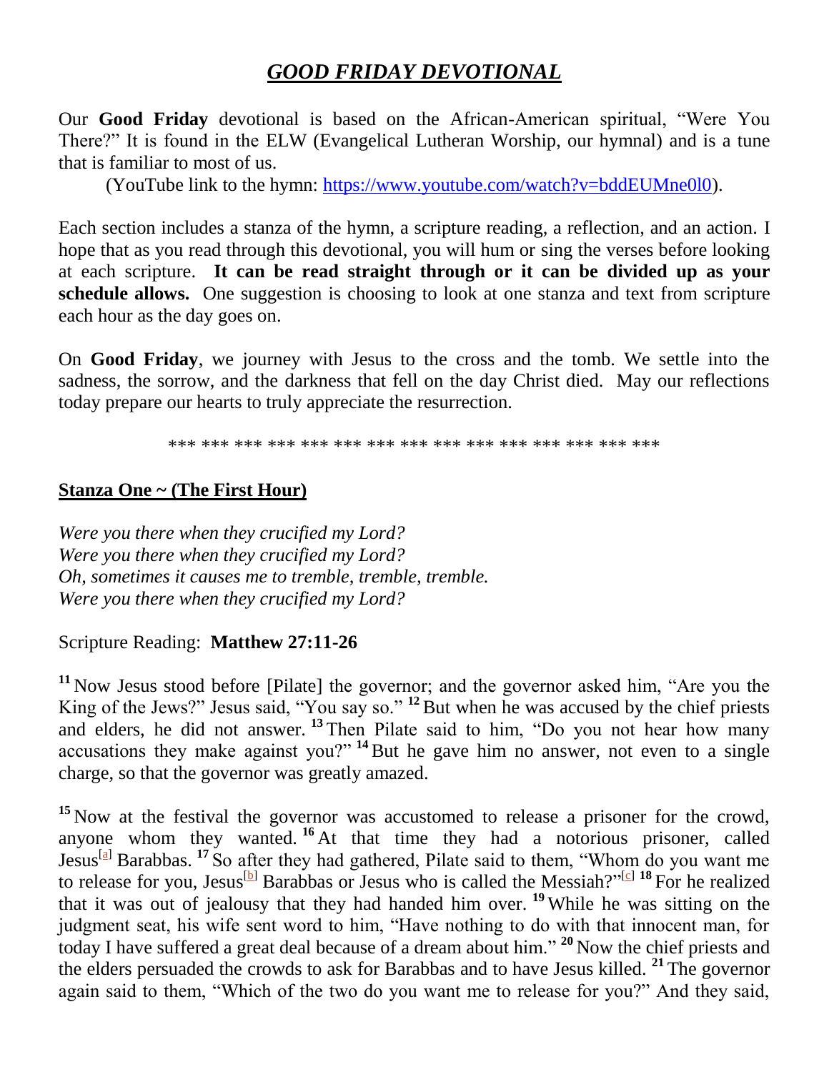# *GOOD FRIDAY DEVOTIONAL*

Our **Good Friday** devotional is based on the African-American spiritual, "Were You There?" It is found in the ELW (Evangelical Lutheran Worship, our hymnal) and is a tune that is familiar to most of us.

(YouTube link to the hymn: https://www.youtube.com/watch?v=bddEUMne0l0).

Each section includes a stanza of the hymn, a scripture reading, a reflection, and an action. I hope that as you read through this devotional, you will hum or sing the verses before looking at each scripture. **It can be read straight through or it can be divided up as your schedule allows.** One suggestion is choosing to look at one stanza and text from scripture each hour as the day goes on.

On **Good Friday**, we journey with Jesus to the cross and the tomb. We settle into the sadness, the sorrow, and the darkness that fell on the day Christ died. May our reflections today prepare our hearts to truly appreciate the resurrection.

*** *** *** *** *** *** *** *** *** *** *** *** *** *** ***

## Stanza One ~ (The First Hour)

*Were you there when they crucified my Lord?*
*Were you there when they crucified my Lord?*
*Oh, sometimes it causes me to tremble, tremble, tremble.*
*Were you there when they crucified my Lord?*

Scripture Reading: **Matthew 27:11-26**

**11** Now Jesus stood before [Pilate] the governor; and the governor asked him, "Are you the King of the Jews?" Jesus said, "You say so." **12** But when he was accused by the chief priests and elders, he did not answer. **13** Then Pilate said to him, "Do you not hear how many accusations they make against you?" **14** But he gave him no answer, not even to a single charge, so that the governor was greatly amazed.

**15** Now at the festival the governor was accustomed to release a prisoner for the crowd, anyone whom they wanted. **16** At that time they had a notorious prisoner, called Jesus[a] Barabbas. **17** So after they had gathered, Pilate said to them, "Whom do you want me to release for you, Jesus[b] Barabbas or Jesus who is called the Messiah?"[c] **18** For he realized that it was out of jealousy that they had handed him over. **19** While he was sitting on the judgment seat, his wife sent word to him, "Have nothing to do with that innocent man, for today I have suffered a great deal because of a dream about him." **20** Now the chief priests and the elders persuaded the crowds to ask for Barabbas and to have Jesus killed. **21** The governor again said to them, "Which of the two do you want me to release for you?" And they said,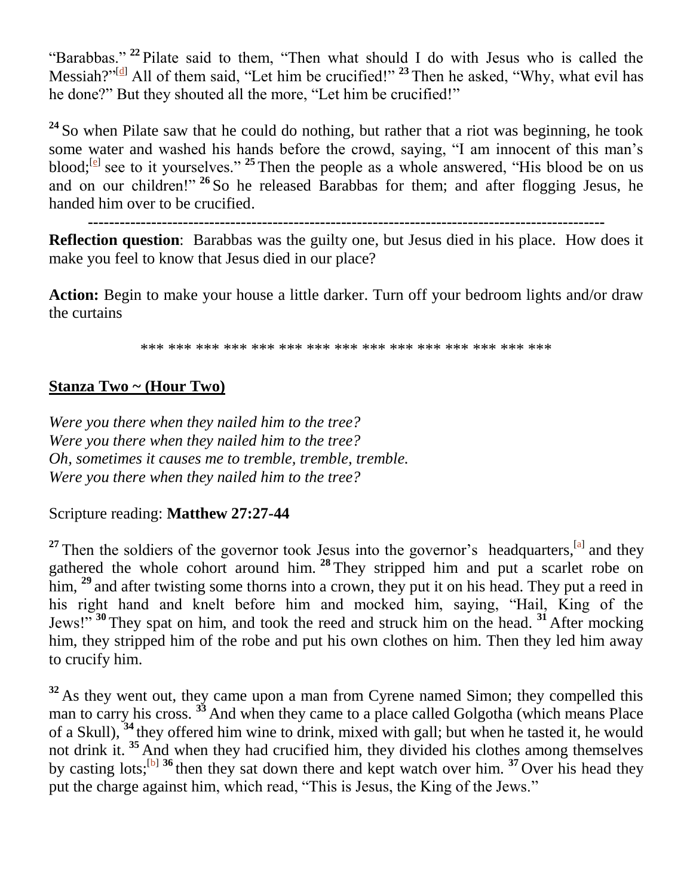"Barabbas." **22** Pilate said to them, "Then what should I do with Jesus who is called the Messiah?"[d] All of them said, "Let him be crucified!" **23** Then he asked, "Why, what evil has he done?" But they shouted all the more, "Let him be crucified!"

**24** So when Pilate saw that he could do nothing, but rather that a riot was beginning, he took some water and washed his hands before the crowd, saying, "I am innocent of this man's blood;[e] see to it yourselves." **25** Then the people as a whole answered, "His blood be on us and on our children!" **26** So he released Barabbas for them; and after flogging Jesus, he handed him over to be crucified.

---

**Reflection question**: Barabbas was the guilty one, but Jesus died in his place. How does it make you feel to know that Jesus died in our place?

**Action:** Begin to make your house a little darker. Turn off your bedroom lights and/or draw the curtains

*** *** *** *** *** *** *** *** *** *** *** *** *** *** ***

## <u>Stanza Two ~ (Hour Two)</u>

*Were you there when they nailed him to the tree?*
*Were you there when they nailed him to the tree?*
*Oh, sometimes it causes me to tremble, tremble, tremble.*
*Were you there when they nailed him to the tree?*

Scripture reading: **Matthew 27:27-44**

**27** Then the soldiers of the governor took Jesus into the governor's headquarters,[a] and they gathered the whole cohort around him. **28** They stripped him and put a scarlet robe on him, **29** and after twisting some thorns into a crown, they put it on his head. They put a reed in his right hand and knelt before him and mocked him, saying, "Hail, King of the Jews!" **30** They spat on him, and took the reed and struck him on the head. **31** After mocking him, they stripped him of the robe and put his own clothes on him. Then they led him away to crucify him.

**32** As they went out, they came upon a man from Cyrene named Simon; they compelled this man to carry his cross. **33** And when they came to a place called Golgotha (which means Place of a Skull), **34** they offered him wine to drink, mixed with gall; but when he tasted it, he would not drink it. **35** And when they had crucified him, they divided his clothes among themselves by casting lots;[b] **36** then they sat down there and kept watch over him. **37** Over his head they put the charge against him, which read, "This is Jesus, the King of the Jews."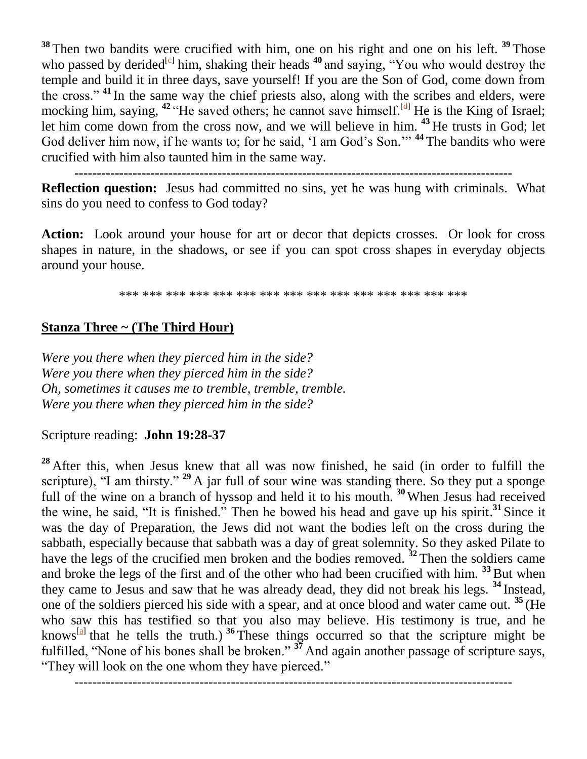[38] Then two bandits were crucified with him, one on his right and one on his left. [39] Those who passed by derided[c] him, shaking their heads [40] and saying, "You who would destroy the temple and build it in three days, save yourself! If you are the Son of God, come down from the cross." [41] In the same way the chief priests also, along with the scribes and elders, were mocking him, saying, [42] "He saved others; he cannot save himself.[d] He is the King of Israel; let him come down from the cross now, and we will believe in him. [43] He trusts in God; let God deliver him now, if he wants to; for he said, 'I am God's Son.'" [44] The bandits who were crucified with him also taunted him in the same way.

------------------------------------------------------------------------------------------------

**Reflection question:** Jesus had committed no sins, yet he was hung with criminals. What sins do you need to confess to God today?

**Action:** Look around your house for art or decor that depicts crosses. Or look for cross shapes in nature, in the shadows, or see if you can spot cross shapes in everyday objects around your house.

*** *** *** *** *** *** *** *** *** *** *** *** *** *** ***

**Stanza Three ~ (The Third Hour)**

*Were you there when they pierced him in the side?*
*Were you there when they pierced him in the side?*
*Oh, sometimes it causes me to tremble, tremble, tremble.*
*Were you there when they pierced him in the side?*

Scripture reading: **John 19:28-37**

[28] After this, when Jesus knew that all was now finished, he said (in order to fulfill the scripture), "I am thirsty." [29] A jar full of sour wine was standing there. So they put a sponge full of the wine on a branch of hyssop and held it to his mouth. [30] When Jesus had received the wine, he said, "It is finished." Then he bowed his head and gave up his spirit.[31] Since it was the day of Preparation, the Jews did not want the bodies left on the cross during the sabbath, especially because that sabbath was a day of great solemnity. So they asked Pilate to have the legs of the crucified men broken and the bodies removed. [32] Then the soldiers came and broke the legs of the first and of the other who had been crucified with him. [33] But when they came to Jesus and saw that he was already dead, they did not break his legs. [34] Instead, one of the soldiers pierced his side with a spear, and at once blood and water came out. [35] (He who saw this has testified so that you also may believe. His testimony is true, and he knows[a] that he tells the truth.) [36] These things occurred so that the scripture might be fulfilled, "None of his bones shall be broken." [37] And again another passage of scripture says, "They will look on the one whom they have pierced."

------------------------------------------------------------------------------------------------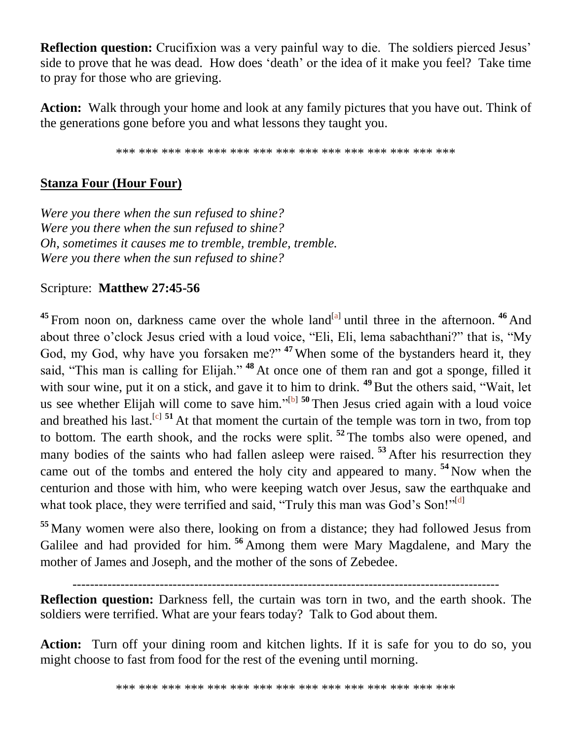**Reflection question:** Crucifixion was a very painful way to die. The soldiers pierced Jesus' side to prove that he was dead. How does 'death' or the idea of it make you feel? Take time to pray for those who are grieving.

**Action:** Walk through your home and look at any family pictures that you have out. Think of the generations gone before you and what lessons they taught you.

*** *** *** *** *** *** *** *** *** *** *** *** *** *** ***

**Stanza Four (Hour Four)**

*Were you there when the sun refused to shine?*
*Were you there when the sun refused to shine?*
*Oh, sometimes it causes me to tremble, tremble, tremble.*
*Were you there when the sun refused to shine?*

Scripture: **Matthew 27:45-56**

**45** From noon on, darkness came over the whole land[a] until three in the afternoon. **46** And about three o'clock Jesus cried with a loud voice, "Eli, Eli, lema sabachthani?" that is, "My God, my God, why have you forsaken me?" **47** When some of the bystanders heard it, they said, "This man is calling for Elijah." **48** At once one of them ran and got a sponge, filled it with sour wine, put it on a stick, and gave it to him to drink. **49** But the others said, "Wait, let us see whether Elijah will come to save him."[b] **50** Then Jesus cried again with a loud voice and breathed his last.[c] **51** At that moment the curtain of the temple was torn in two, from top to bottom. The earth shook, and the rocks were split. **52** The tombs also were opened, and many bodies of the saints who had fallen asleep were raised. **53** After his resurrection they came out of the tombs and entered the holy city and appeared to many. **54** Now when the centurion and those with him, who were keeping watch over Jesus, saw the earthquake and what took place, they were terrified and said, "Truly this man was God's Son!"[d]

**55** Many women were also there, looking on from a distance; they had followed Jesus from Galilee and had provided for him. **56** Among them were Mary Magdalene, and Mary the mother of James and Joseph, and the mother of the sons of Zebedee.

---

**Reflection question:** Darkness fell, the curtain was torn in two, and the earth shook. The soldiers were terrified. What are your fears today? Talk to God about them.

**Action:** Turn off your dining room and kitchen lights. If it is safe for you to do so, you might choose to fast from food for the rest of the evening until morning.

*** *** *** *** *** *** *** *** *** *** *** *** *** *** ***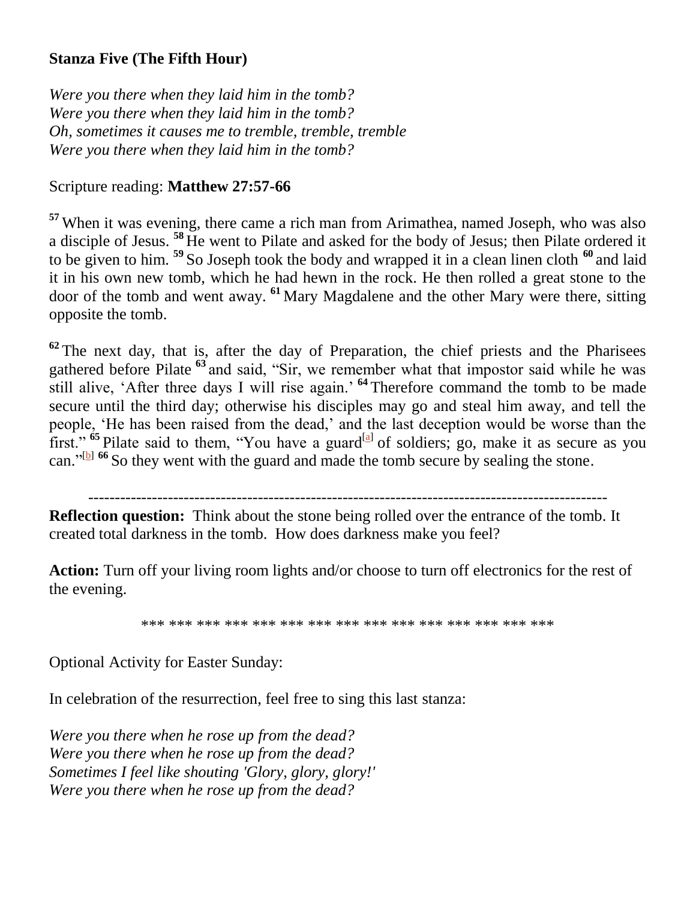**Stanza Five (The Fifth Hour)**

*Were you there when they laid him in the tomb?*
*Were you there when they laid him in the tomb?*
*Oh, sometimes it causes me to tremble, tremble, tremble*
*Were you there when they laid him in the tomb?*

Scripture reading: **Matthew 27:57-66**

**57** When it was evening, there came a rich man from Arimathea, named Joseph, who was also a disciple of Jesus. **58** He went to Pilate and asked for the body of Jesus; then Pilate ordered it to be given to him. **59** So Joseph took the body and wrapped it in a clean linen cloth **60** and laid it in his own new tomb, which he had hewn in the rock. He then rolled a great stone to the door of the tomb and went away. **61** Mary Magdalene and the other Mary were there, sitting opposite the tomb.

**62** The next day, that is, after the day of Preparation, the chief priests and the Pharisees gathered before Pilate **63** and said, "Sir, we remember what that impostor said while he was still alive, 'After three days I will rise again.' **64** Therefore command the tomb to be made secure until the third day; otherwise his disciples may go and steal him away, and tell the people, 'He has been raised from the dead,' and the last deception would be worse than the first." **65** Pilate said to them, "You have a guard[a] of soldiers; go, make it as secure as you can."[b] **66** So they went with the guard and made the tomb secure by sealing the stone.

---

**Reflection question:** Think about the stone being rolled over the entrance of the tomb. It created total darkness in the tomb. How does darkness make you feel?

**Action:** Turn off your living room lights and/or choose to turn off electronics for the rest of the evening.

*** *** *** *** *** *** *** *** *** *** *** *** *** *** ***

Optional Activity for Easter Sunday:

In celebration of the resurrection, feel free to sing this last stanza:

*Were you there when he rose up from the dead?*
*Were you there when he rose up from the dead?*
*Sometimes I feel like shouting 'Glory, glory, glory!'*
*Were you there when he rose up from the dead?*